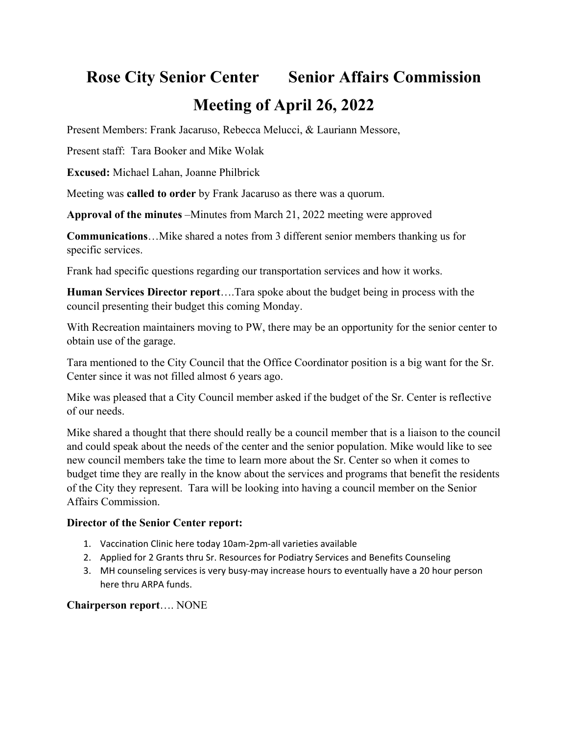# Rose City Senior Center Senior Affairs Commission

# Meeting of April 26, 2022

Present Members: Frank Jacaruso, Rebecca Melucci, & Lauriann Messore,

Present staff: Tara Booker and Mike Wolak

**Excused:** Michael Lahan, Joanne Philbrick

Meeting was **called to order** by Frank Jacaruso as there was a quorum.

**Approval of the minutes** –Minutes from March 21, 2022 meeting were approved

**Communications**…Mike shared a notes from 3 different senior members thanking us for specific services.

Frank had specific questions regarding our transportation services and how it works.

**Human Services Director report**….Tara spoke about the budget being in process with the council presenting their budget this coming Monday.

With Recreation maintainers moving to PW, there may be an opportunity for the senior center to obtain use of the garage.

Tara mentioned to the City Council that the Office Coordinator position is a big want for the Sr. Center since it was not filled almost 6 years ago.

Mike was pleased that a City Council member asked if the budget of the Sr. Center is reflective of our needs.

Mike shared a thought that there should really be a council member that is a liaison to the council and could speak about the needs of the center and the senior population. Mike would like to see new council members take the time to learn more about the Sr. Center so when it comes to budget time they are really in the know about the services and programs that benefit the residents of the City they represent. Tara will be looking into having a council member on the Senior Affairs Commission.

**Director of the Senior Center report:**

1. Vaccination Clinic here today 10am-2pm-all varieties available
2. Applied for 2 Grants thru Sr. Resources for Podiatry Services and Benefits Counseling
3. MH counseling services is very busy-may increase hours to eventually have a 20 hour person here thru ARPA funds.

**Chairperson report**…. NONE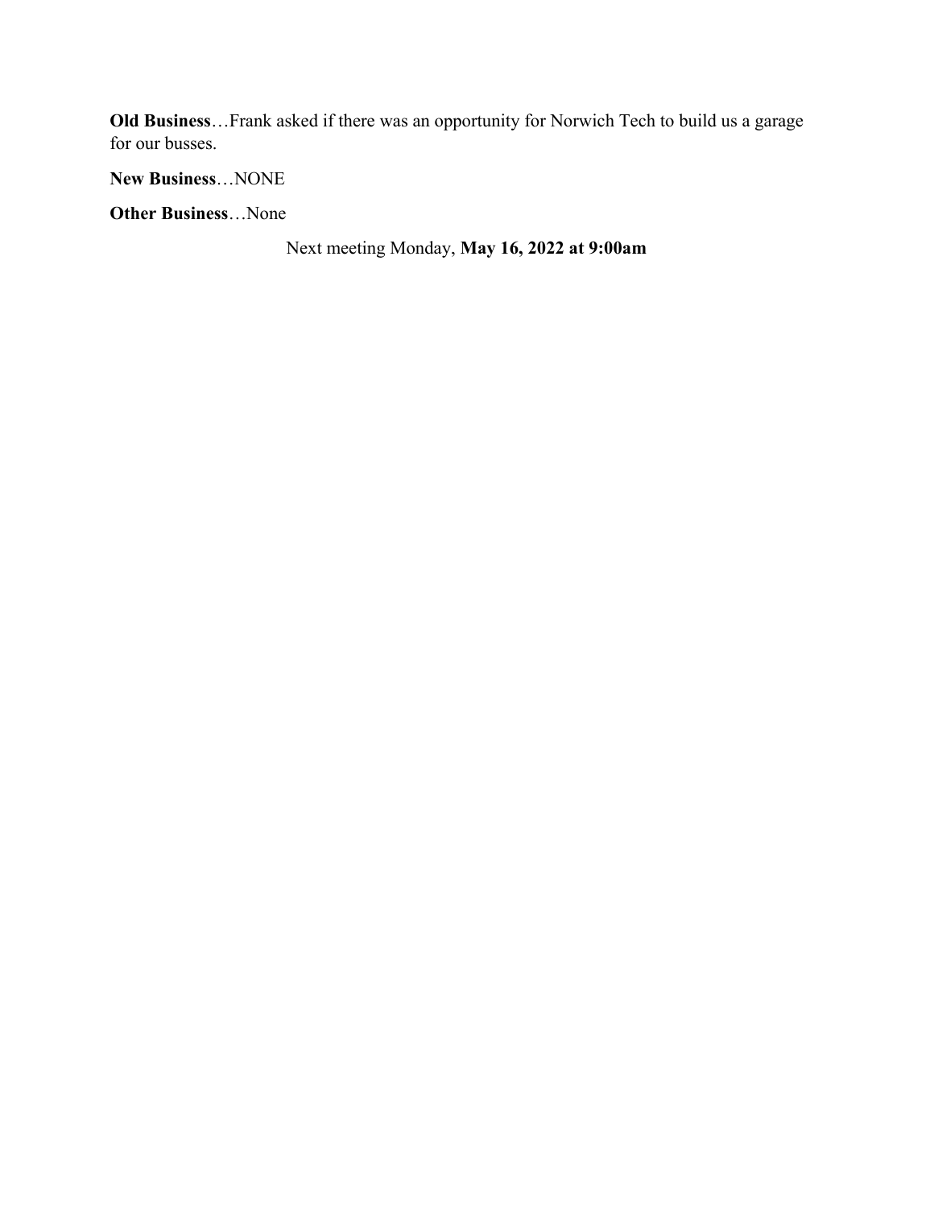**Old Business**…Frank asked if there was an opportunity for Norwich Tech to build us a garage for our busses.

**New Business**…NONE

**Other Business**…None

Next meeting Monday, **May 16, 2022 at 9:00am**